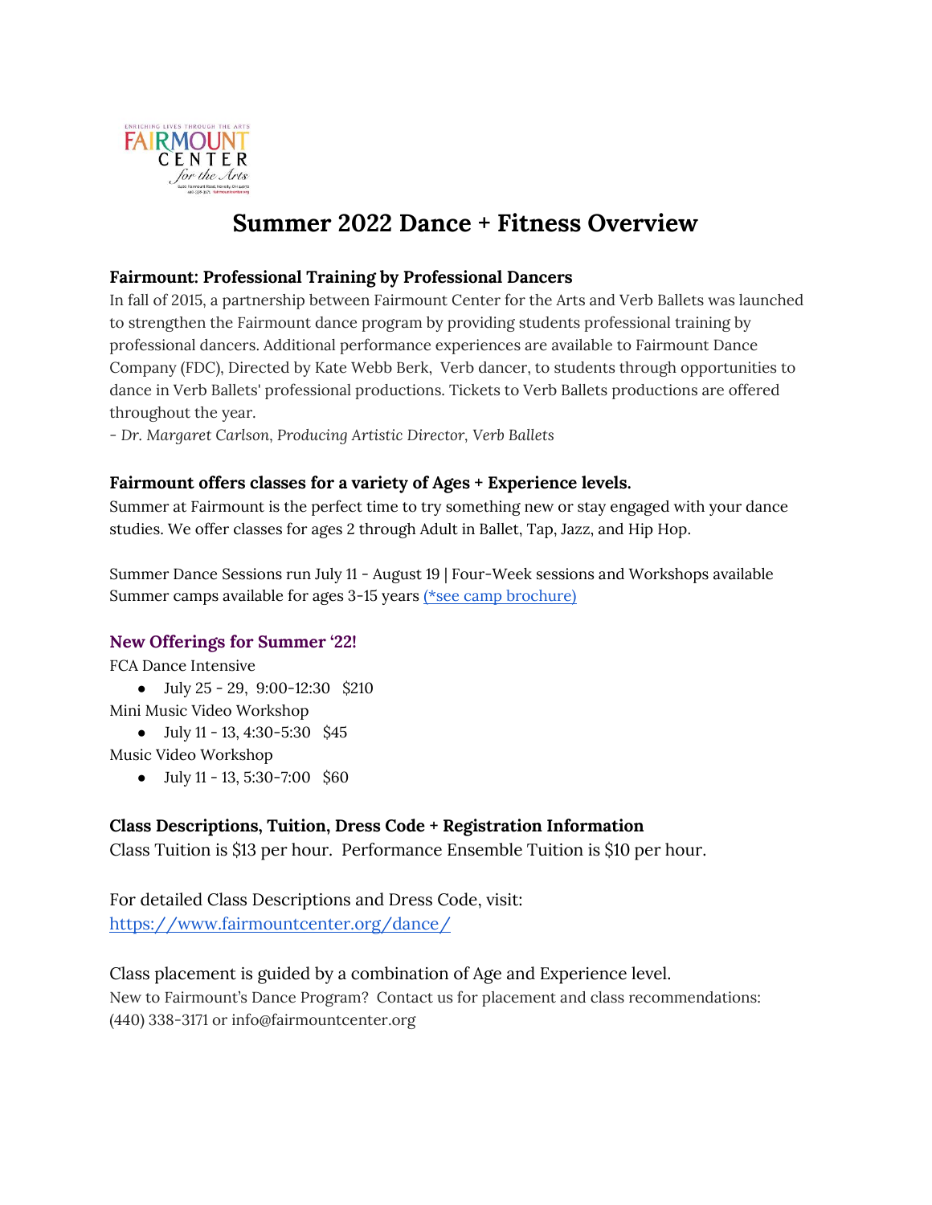# Summer 2022 Dance + Fitness Overview

### Fairmount: Professional Training by Professional Dancers

In fall of 2015, a partnership between Fairmount Center for the Arts and Verb Ballets was launched to strengthen the Fairmount dance program by providing students professional training by professional dancers. Additional performance experiences are available to Fairmount Dance Company (FDC), Directed by Kate Webb Berk, Verb dancer, to students through opportunities to dance in Verb Ballets' professional productions. Tickets to Verb Ballets productions are offered throughout the year.

*- Dr. Margaret Carlson, Producing Artistic Director, Verb Ballets*

### Fairmount offers classes for a variety of Ages + Experience levels.

Summer at Fairmount is the perfect time to try something new or stay engaged with your dance studies. We offer classes for ages 2 through Adult in Ballet, Tap, Jazz, and Hip Hop.

Summer Dance Sessions run July 11 - August 19 | Four-Week sessions and Workshops available
Summer camps available for ages 3-15 years (*see camp brochure)

### New Offerings for Summer '22!

FCA Dance Intensive

- July 25 - 29, 9:00-12:30 $210

Mini Music Video Workshop

- July 11 - 13, 4:30-5:30 $45

Music Video Workshop

- July 11 - 13, 5:30-7:00 $60

### Class Descriptions, Tuition, Dress Code + Registration Information

Class Tuition is $13 per hour. Performance Ensemble Tuition is $10 per hour.

For detailed Class Descriptions and Dress Code, visit:
https://www.fairmountcenter.org/dance/

Class placement is guided by a combination of Age and Experience level.

New to Fairmount's Dance Program? Contact us for placement and class recommendations: (440) 338-3171 or info@fairmountcenter.org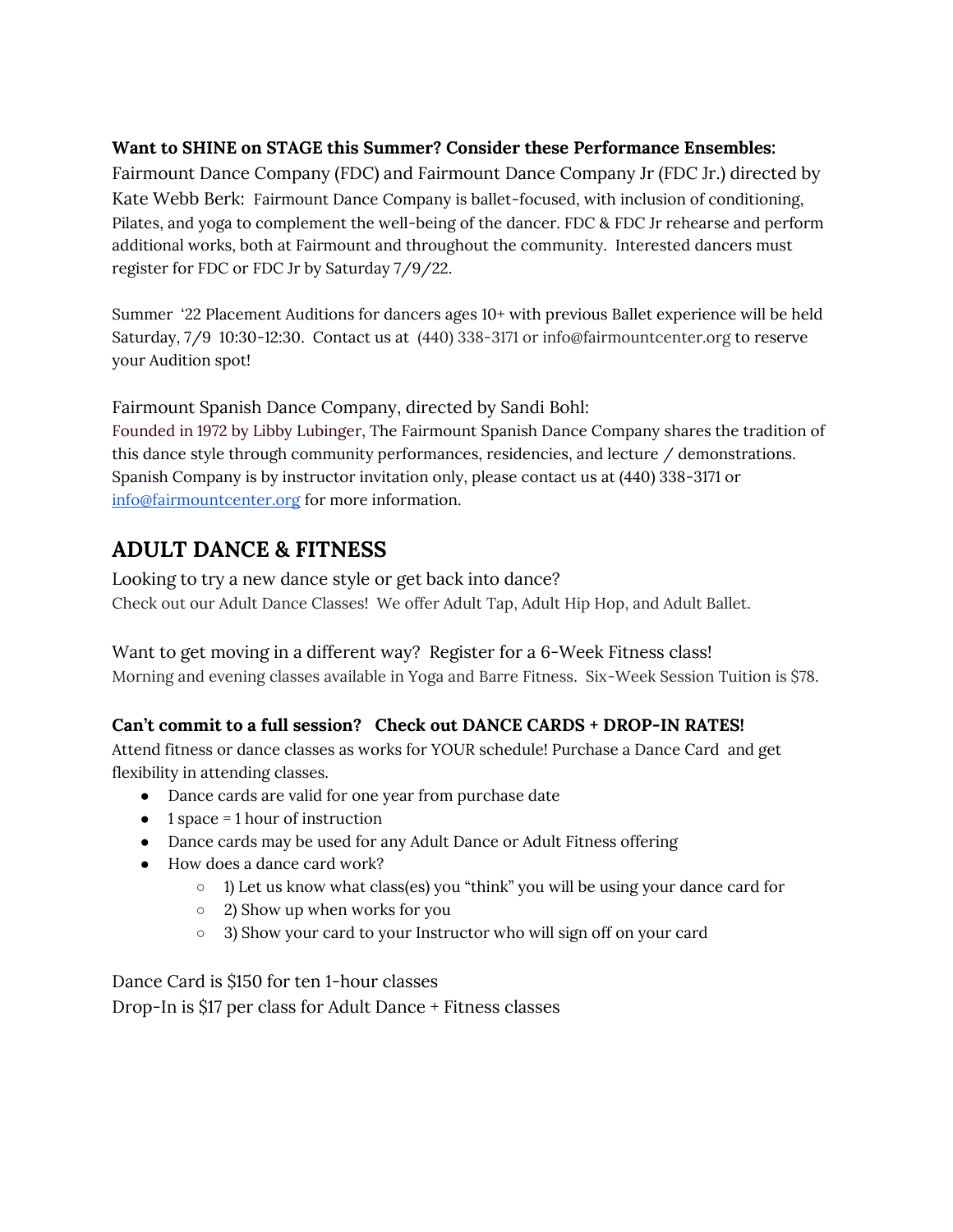**Want to SHINE on STAGE this Summer? Consider these Performance Ensembles:**

Fairmount Dance Company (FDC) and Fairmount Dance Company Jr (FDC Jr.) directed by Kate Webb Berk: Fairmount Dance Company is ballet-focused, with inclusion of conditioning, Pilates, and yoga to complement the well-being of the dancer. FDC & FDC Jr rehearse and perform additional works, both at Fairmount and throughout the community. Interested dancers must register for FDC or FDC Jr by Saturday 7/9/22.

Summer '22 Placement Auditions for dancers ages 10+ with previous Ballet experience will be held Saturday, 7/9 10:30-12:30. Contact us at (440) 338-3171 or info@fairmountcenter.org to reserve your Audition spot!

Fairmount Spanish Dance Company, directed by Sandi Bohl:

Founded in 1972 by Libby Lubinger, The Fairmount Spanish Dance Company shares the tradition of this dance style through community performances, residencies, and lecture / demonstrations. Spanish Company is by instructor invitation only, please contact us at (440) 338-3171 or info@fairmountcenter.org for more information.

## ADULT DANCE & FITNESS

Looking to try a new dance style or get back into dance?

Check out our Adult Dance Classes! We offer Adult Tap, Adult Hip Hop, and Adult Ballet.

Want to get moving in a different way? Register for a 6-Week Fitness class!

Morning and evening classes available in Yoga and Barre Fitness. Six-Week Session Tuition is $78.

**Can't commit to a full session? Check out DANCE CARDS + DROP-IN RATES!**

Attend fitness or dance classes as works for YOUR schedule! Purchase a Dance Card and get flexibility in attending classes.

- Dance cards are valid for one year from purchase date
- 1 space = 1 hour of instruction
- Dance cards may be used for any Adult Dance or Adult Fitness offering
- How does a dance card work?
    - 1) Let us know what class(es) you "think" you will be using your dance card for
    - 2) Show up when works for you
    - 3) Show your card to your Instructor who will sign off on your card

Dance Card is $150 for ten 1-hour classes

Drop-In is $17 per class for Adult Dance + Fitness classes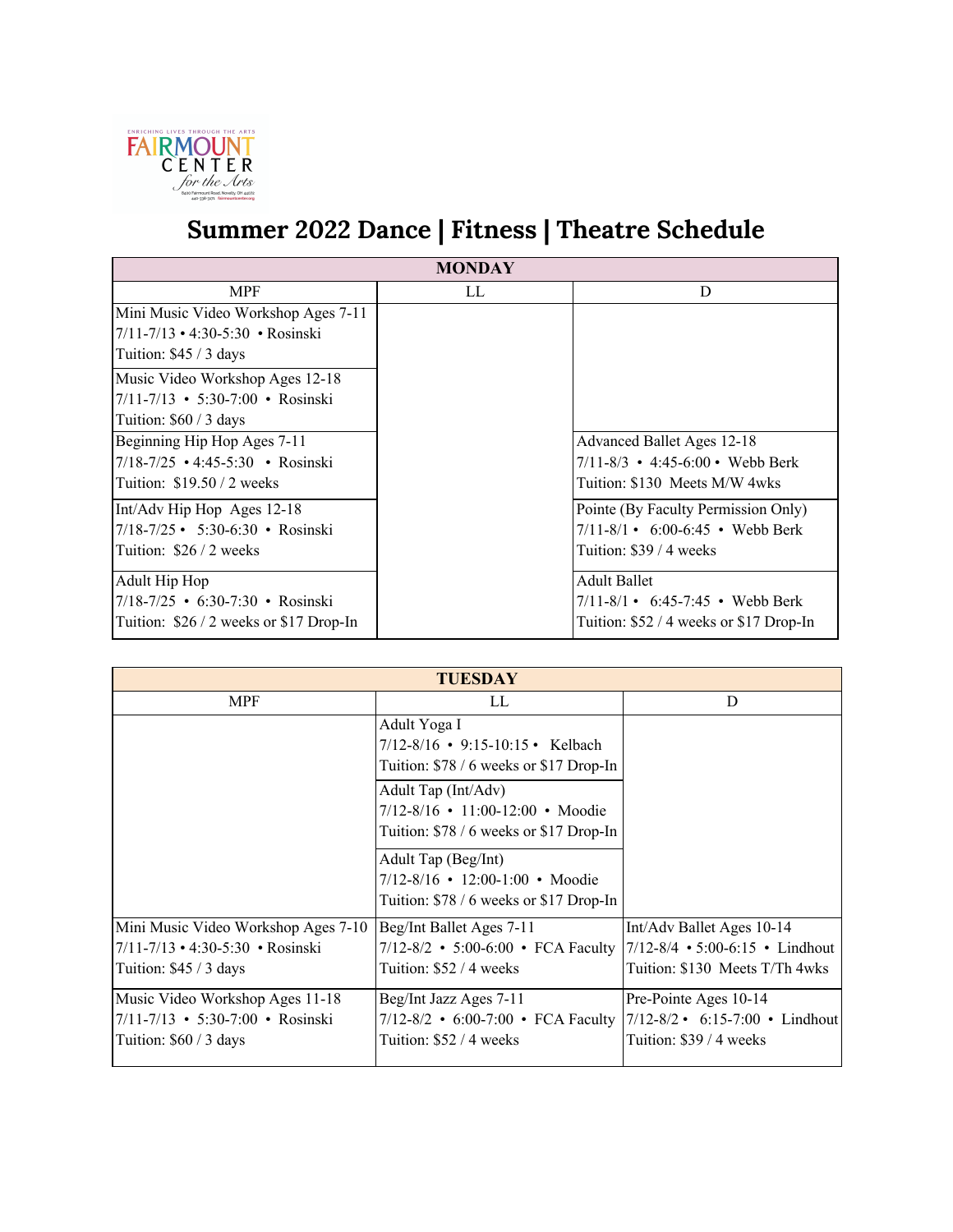# Summer 2022 Dance | Fitness | Theatre Schedule

| MONDAY | | |
|---|---|---|
| MPF | LL | D |
| Mini Music Video Workshop Ages 7-11<br>7/11-7/13 • 4:30-5:30 • Rosinski<br>Tuition: $45 / 3 days | | |
| Music Video Workshop Ages 12-18<br>7/11-7/13 • 5:30-7:00 • Rosinski<br>Tuition: $60 / 3 days | | |
| Beginning Hip Hop Ages 7-11<br>7/18-7/25 • 4:45-5:30 • Rosinski<br>Tuition: $19.50 / 2 weeks | | Advanced Ballet Ages 12-18<br>7/11-8/3 • 4:45-6:00 • Webb Berk<br>Tuition: $130 Meets M/W 4wks |
| Int/Adv Hip Hop Ages 12-18<br>7/18-7/25 • 5:30-6:30 • Rosinski<br>Tuition: $26 / 2 weeks | | Pointe (By Faculty Permission Only)<br>7/11-8/1 • 6:00-6:45 • Webb Berk<br>Tuition: $39 / 4 weeks |
| Adult Hip Hop<br>7/18-7/25 • 6:30-7:30 • Rosinski<br>Tuition: $26 / 2 weeks or $17 Drop-In | | Adult Ballet<br>7/11-8/1 • 6:45-7:45 • Webb Berk<br>Tuition: $52 / 4 weeks or $17 Drop-In |

| TUESDAY | | |
|---|---|---|
| MPF | LL | D |
| | Adult Yoga I<br>7/12-8/16 • 9:15-10:15 • Kelbach<br>Tuition: $78 / 6 weeks or $17 Drop-In | |
| | Adult Tap (Int/Adv)<br>7/12-8/16 • 11:00-12:00 • Moodie<br>Tuition: $78 / 6 weeks or $17 Drop-In | |
| | Adult Tap (Beg/Int)<br>7/12-8/16 • 12:00-1:00 • Moodie<br>Tuition: $78 / 6 weeks or $17 Drop-In | |
| Mini Music Video Workshop Ages 7-10<br>7/11-7/13 • 4:30-5:30 • Rosinski<br>Tuition: $45 / 3 days | Beg/Int Ballet Ages 7-11<br>7/12-8/2 • 5:00-6:00 • FCA Faculty<br>Tuition: $52 / 4 weeks | Int/Adv Ballet Ages 10-14<br>7/12-8/4 • 5:00-6:15 • Lindhout<br>Tuition: $130 Meets T/Th 4wks |
| Music Video Workshop Ages 11-18<br>7/11-7/13 • 5:30-7:00 • Rosinski<br>Tuition: $60 / 3 days | Beg/Int Jazz Ages 7-11<br>7/12-8/2 • 6:00-7:00 • FCA Faculty<br>Tuition: $52 / 4 weeks | Pre-Pointe Ages 10-14<br>7/12-8/2 • 6:15-7:00 • Lindhout<br>Tuition: $39 / 4 weeks |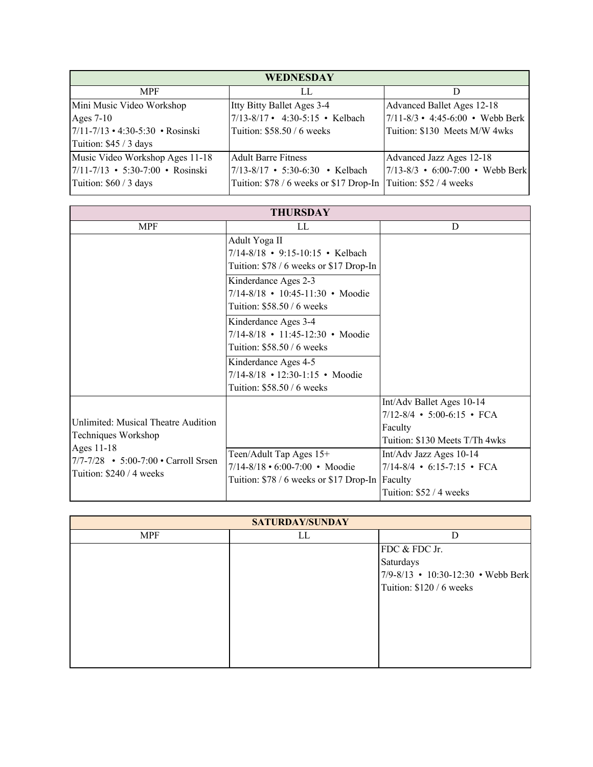| WEDNESDAY | | |
|---|---|---|
| MPF | LL | D |
| Mini Music Video Workshop<br>Ages 7-10<br>7/11-7/13 • 4:30-5:30 • Rosinski<br>Tuition: $45 / 3 days | Itty Bitty Ballet Ages 3-4<br>7/13-8/17 • 4:30-5:15 • Kelbach<br>Tuition: $58.50 / 6 weeks | Advanced Ballet Ages 12-18<br>7/11-8/3 • 4:45-6:00 • Webb Berk<br>Tuition: $130 Meets M/W 4wks |
| Music Video Workshop Ages 11-18<br>7/11-7/13 • 5:30-7:00 • Rosinski<br>Tuition: $60 / 3 days | Adult Barre Fitness<br>7/13-8/17 • 5:30-6:30 • Kelbach<br>Tuition: $78 / 6 weeks or $17 Drop-In | Advanced Jazz Ages 12-18<br>7/13-8/3 • 6:00-7:00 • Webb Berk<br>Tuition: $52 / 4 weeks |

| THURSDAY | | |
|---|---|---|
| MPF | LL | D |
| | Adult Yoga II<br>7/14-8/18 • 9:15-10:15 • Kelbach<br>Tuition: $78 / 6 weeks or $17 Drop-In | |
| | Kinderdance Ages 2-3<br>7/14-8/18 • 10:45-11:30 • Moodie<br>Tuition: $58.50 / 6 weeks | |
| | Kinderdance Ages 3-4<br>7/14-8/18 • 11:45-12:30 • Moodie<br>Tuition: $58.50 / 6 weeks | |
| | Kinderdance Ages 4-5<br>7/14-8/18 • 12:30-1:15 • Moodie<br>Tuition: $58.50 / 6 weeks | |
| Unlimited: Musical Theatre Audition Techniques Workshop<br>Ages 11-18<br>7/7-7/28 • 5:00-7:00 • Carroll Srsen<br>Tuition: $240 / 4 weeks | | Int/Adv Ballet Ages 10-14<br>7/12-8/4 • 5:00-6:15 • FCA Faculty<br>Tuition: $130 Meets T/Th 4wks |
| | Teen/Adult Tap Ages 15+<br>7/14-8/18 • 6:00-7:00 • Moodie<br>Tuition: $78 / 6 weeks or $17 Drop-In | Int/Adv Jazz Ages 10-14<br>7/14-8/4 • 6:15-7:15 • FCA Faculty<br>Tuition: $52 / 4 weeks |

| SATURDAY/SUNDAY | | |
|---|---|---|
| MPF | LL | D |
| | | FDC & FDC Jr.<br>Saturdays<br>7/9-8/13 • 10:30-12:30 • Webb Berk<br>Tuition: $120 / 6 weeks |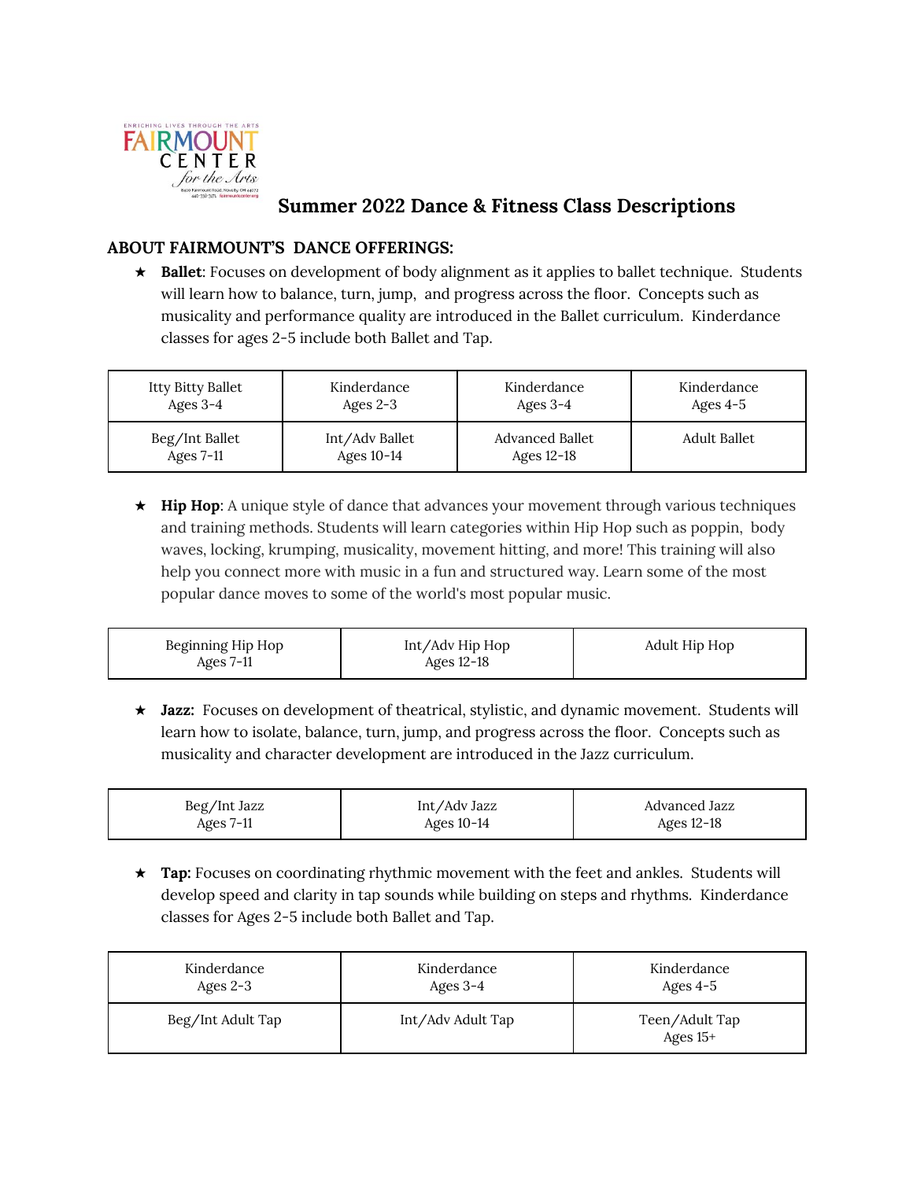## Summer 2022 Dance & Fitness Class Descriptions

### ABOUT FAIRMOUNT'S DANCE OFFERINGS:

- **Ballet**: Focuses on development of body alignment as it applies to ballet technique. Students will learn how to balance, turn, jump, and progress across the floor. Concepts such as musicality and performance quality are introduced in the Ballet curriculum. Kinderdance classes for ages 2-5 include both Ballet and Tap.

| | | | |
|---|---|---|---|
| Itty Bitty Ballet<br>Ages 3-4 | Kinderdance<br>Ages 2-3 | Kinderdance<br>Ages 3-4 | Kinderdance<br>Ages 4-5 |
| Beg/Int Ballet<br>Ages 7-11 | Int/Adv Ballet<br>Ages 10-14 | Advanced Ballet<br>Ages 12-18 | Adult Ballet |

- **Hip Hop**: A unique style of dance that advances your movement through various techniques and training methods. Students will learn categories within Hip Hop such as poppin, body waves, locking, krumping, musicality, movement hitting, and more! This training will also help you connect more with music in a fun and structured way. Learn some of the most popular dance moves to some of the world's most popular music.

| | | |
|---|---|---|
| Beginning Hip Hop<br>Ages 7-11 | Int/Adv Hip Hop<br>Ages 12-18 | Adult Hip Hop |

- **Jazz:** Focuses on development of theatrical, stylistic, and dynamic movement. Students will learn how to isolate, balance, turn, jump, and progress across the floor. Concepts such as musicality and character development are introduced in the Jazz curriculum.

| | | |
|---|---|---|
| Beg/Int Jazz<br>Ages 7-11 | Int/Adv Jazz<br>Ages 10-14 | Advanced Jazz<br>Ages 12-18 |

- **Tap:** Focuses on coordinating rhythmic movement with the feet and ankles. Students will develop speed and clarity in tap sounds while building on steps and rhythms. Kinderdance classes for Ages 2-5 include both Ballet and Tap.

| | | |
|---|---|---|
| Kinderdance<br>Ages 2-3 | Kinderdance<br>Ages 3-4 | Kinderdance<br>Ages 4-5 |
| Beg/Int Adult Tap | Int/Adv Adult Tap | Teen/Adult Tap<br>Ages 15+ |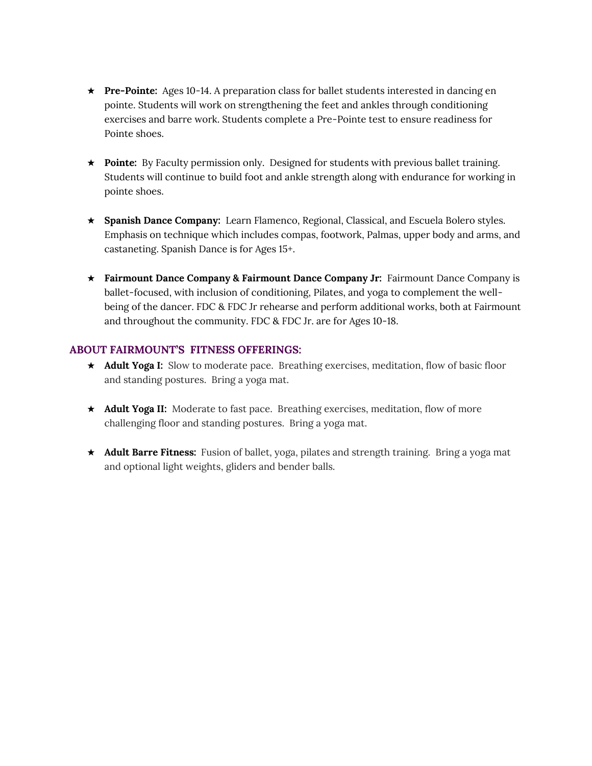- **Pre-Pointe:** Ages 10-14. A preparation class for ballet students interested in dancing en pointe. Students will work on strengthening the feet and ankles through conditioning exercises and barre work. Students complete a Pre-Pointe test to ensure readiness for Pointe shoes.

- **Pointe:** By Faculty permission only. Designed for students with previous ballet training. Students will continue to build foot and ankle strength along with endurance for working in pointe shoes.

- **Spanish Dance Company:** Learn Flamenco, Regional, Classical, and Escuela Bolero styles. Emphasis on technique which includes compas, footwork, Palmas, upper body and arms, and castaneting. Spanish Dance is for Ages 15+.

- **Fairmount Dance Company & Fairmount Dance Company Jr:** Fairmount Dance Company is ballet-focused, with inclusion of conditioning, Pilates, and yoga to complement the well-being of the dancer. FDC & FDC Jr rehearse and perform additional works, both at Fairmount and throughout the community. FDC & FDC Jr. are for Ages 10-18.

### ABOUT FAIRMOUNT'S FITNESS OFFERINGS:

- **Adult Yoga I:** Slow to moderate pace. Breathing exercises, meditation, flow of basic floor and standing postures. Bring a yoga mat.

- **Adult Yoga II:** Moderate to fast pace. Breathing exercises, meditation, flow of more challenging floor and standing postures. Bring a yoga mat.

- **Adult Barre Fitness:** Fusion of ballet, yoga, pilates and strength training. Bring a yoga mat and optional light weights, gliders and bender balls.